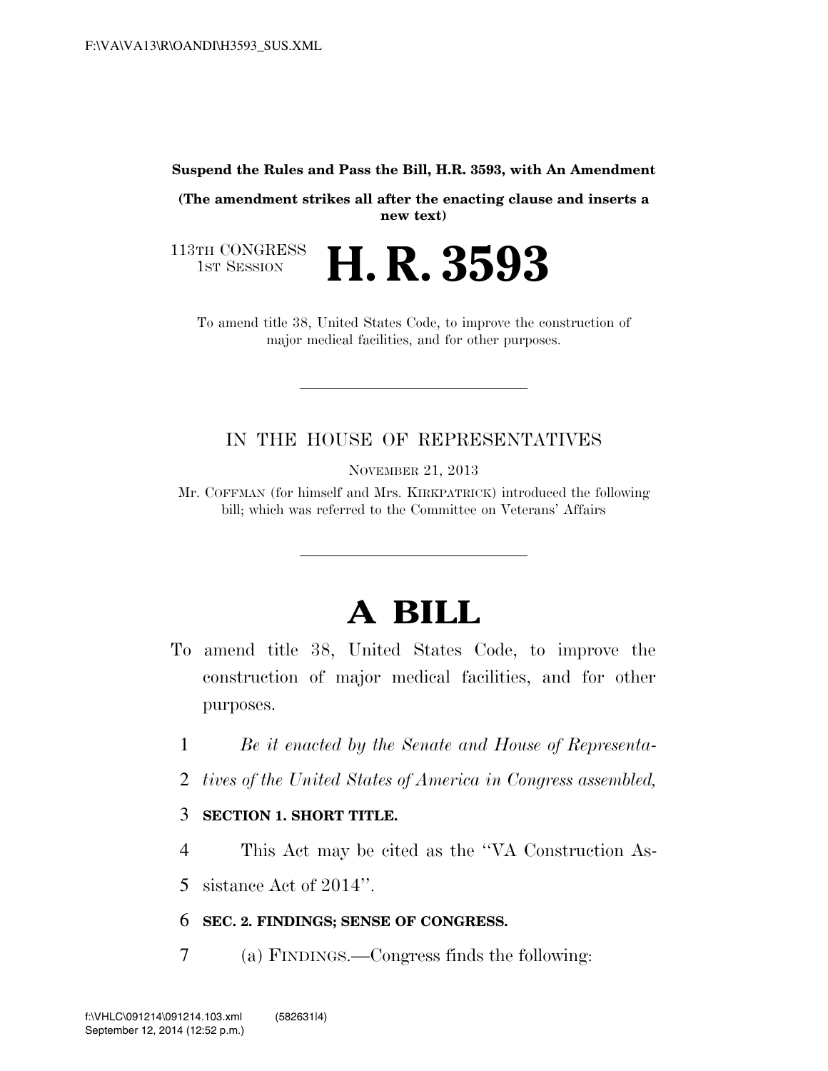**Suspend the Rules and Pass the Bill, H.R. 3593, with An Amendment**

**(The amendment strikes all after the enacting clause and inserts a new text)**

113TH CONGRESS
1ST SESSION

# H. R. 3593

To amend title 38, United States Code, to improve the construction of major medical facilities, and for other purposes.

IN THE HOUSE OF REPRESENTATIVES

NOVEMBER 21, 2013

Mr. COFFMAN (for himself and Mrs. KIRKPATRICK) introduced the following bill; which was referred to the Committee on Veterans' Affairs

# A BILL

To amend title 38, United States Code, to improve the construction of major medical facilities, and for other purposes.

1 *Be it enacted by the Senate and House of Representa-*
2 *tives of the United States of America in Congress assembled,*

3 **SECTION 1. SHORT TITLE.**

4 This Act may be cited as the ''VA Construction As-
5 sistance Act of 2014''.

6 **SEC. 2. FINDINGS; SENSE OF CONGRESS.**

7 (a) FINDINGS.—Congress finds the following: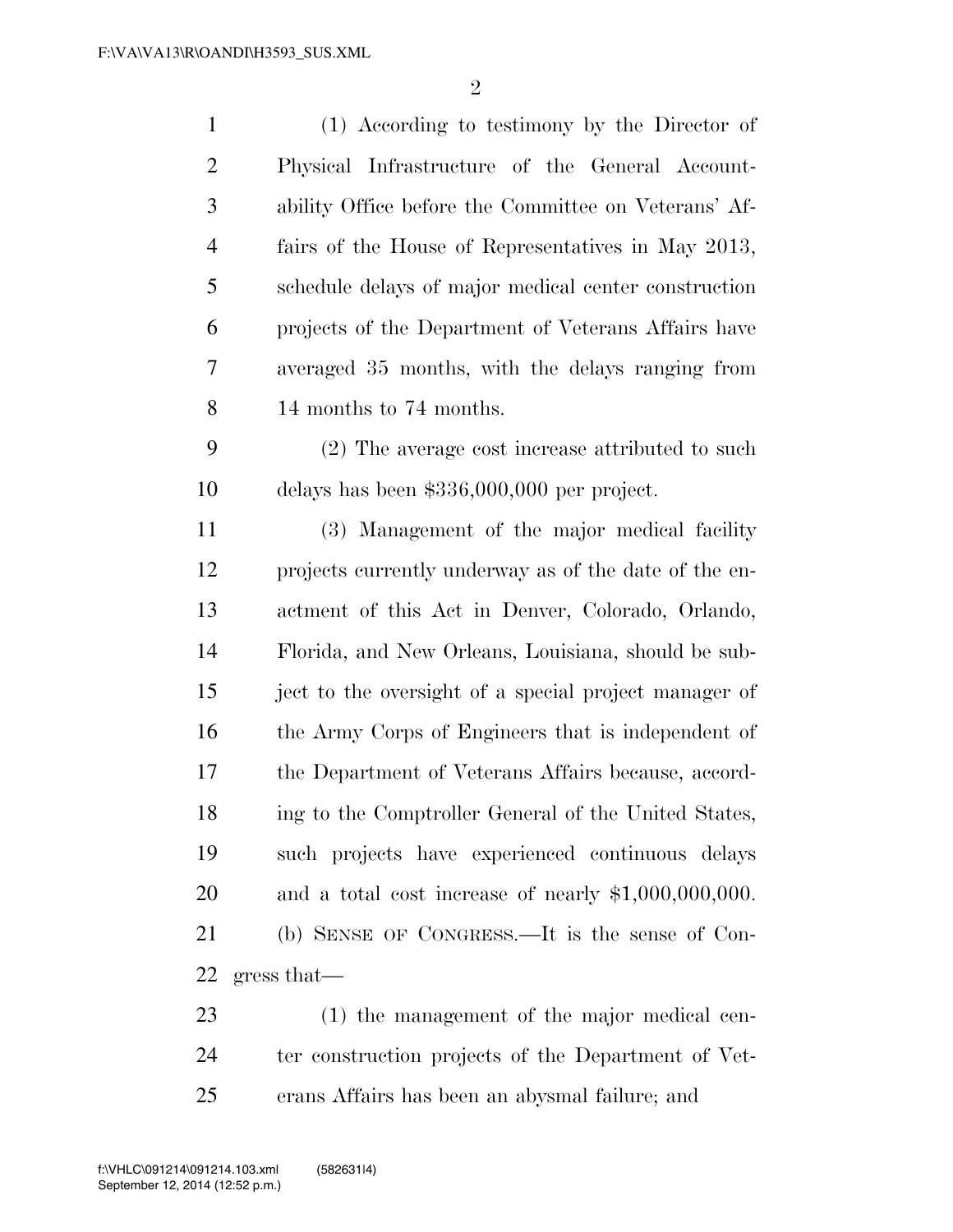(1) According to testimony by the Director of Physical Infrastructure of the General Accountability Office before the Committee on Veterans' Affairs of the House of Representatives in May 2013, schedule delays of major medical center construction projects of the Department of Veterans Affairs have averaged 35 months, with the delays ranging from 14 months to 74 months.

(2) The average cost increase attributed to such delays has been $336,000,000 per project.

(3) Management of the major medical facility projects currently underway as of the date of the enactment of this Act in Denver, Colorado, Orlando, Florida, and New Orleans, Louisiana, should be subject to the oversight of a special project manager of the Army Corps of Engineers that is independent of the Department of Veterans Affairs because, according to the Comptroller General of the United States, such projects have experienced continuous delays and a total cost increase of nearly $1,000,000,000.

(b) SENSE OF CONGRESS.—It is the sense of Congress that—

(1) the management of the major medical center construction projects of the Department of Veterans Affairs has been an abysmal failure; and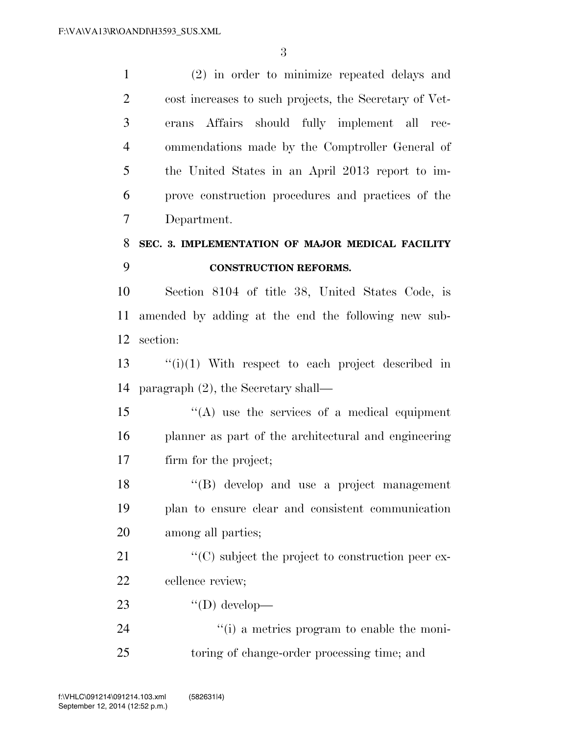(2) in order to minimize repeated delays and cost increases to such projects, the Secretary of Veterans Affairs should fully implement all recommendations made by the Comptroller General of the United States in an April 2013 report to improve construction procedures and practices of the Department.

**SEC. 3. IMPLEMENTATION OF MAJOR MEDICAL FACILITY CONSTRUCTION REFORMS.**

Section 8104 of title 38, United States Code, is amended by adding at the end the following new subsection:

''(i)(1) With respect to each project described in paragraph (2), the Secretary shall—

''(A) use the services of a medical equipment planner as part of the architectural and engineering firm for the project;

''(B) develop and use a project management plan to ensure clear and consistent communication among all parties;

''(C) subject the project to construction peer excellence review;

''(D) develop—

''(i) a metrics program to enable the monitoring of change-order processing time; and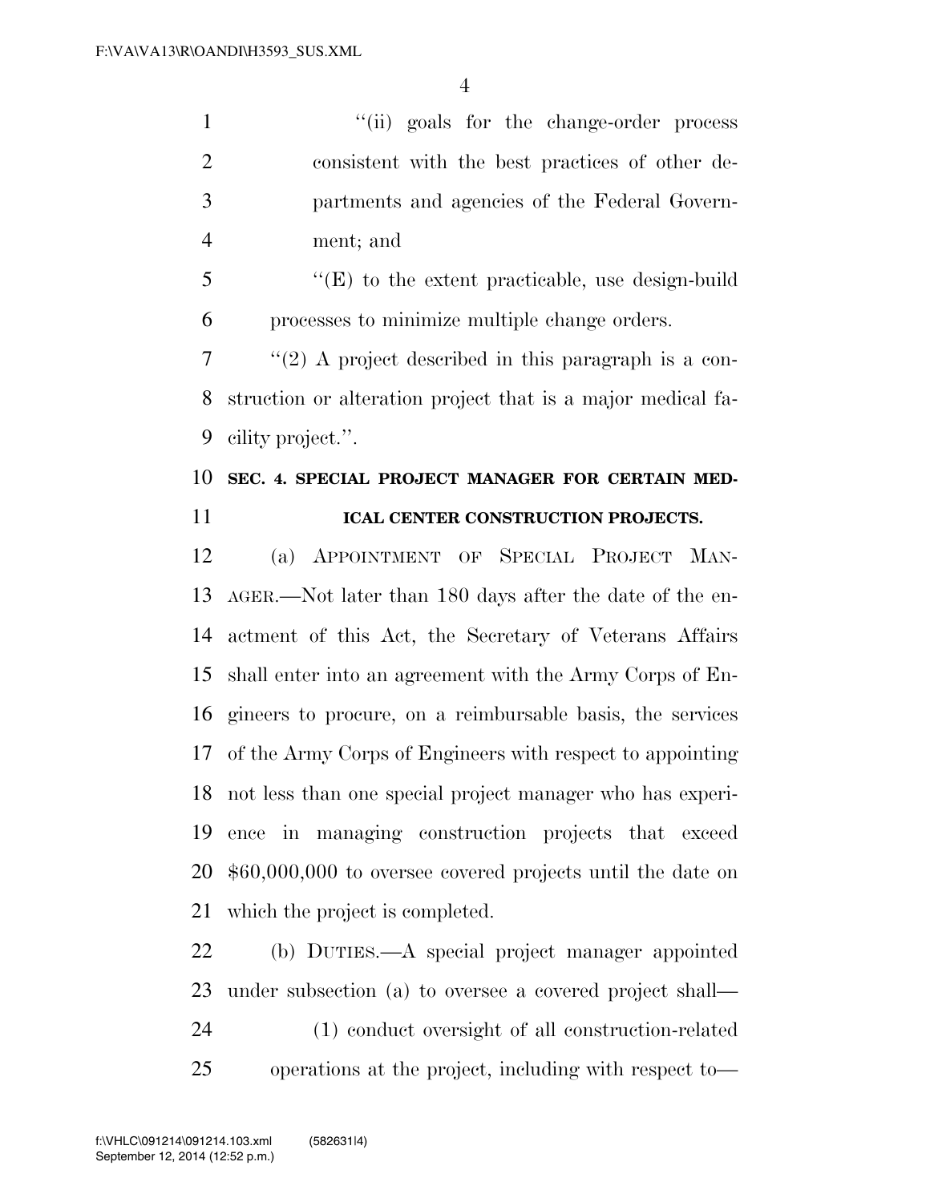"(ii) goals for the change-order process consistent with the best practices of other departments and agencies of the Federal Government; and

"(E) to the extent practicable, use design-build processes to minimize multiple change orders.

"(2) A project described in this paragraph is a construction or alteration project that is a major medical facility project.".

**SEC. 4. SPECIAL PROJECT MANAGER FOR CERTAIN MEDICAL CENTER CONSTRUCTION PROJECTS.**

(a) APPOINTMENT OF SPECIAL PROJECT MANAGER.—Not later than 180 days after the date of the enactment of this Act, the Secretary of Veterans Affairs shall enter into an agreement with the Army Corps of Engineers to procure, on a reimbursable basis, the services of the Army Corps of Engineers with respect to appointing not less than one special project manager who has experience in managing construction projects that exceed $60,000,000 to oversee covered projects until the date on which the project is completed.

(b) DUTIES.—A special project manager appointed under subsection (a) to oversee a covered project shall—

(1) conduct oversight of all construction-related operations at the project, including with respect to—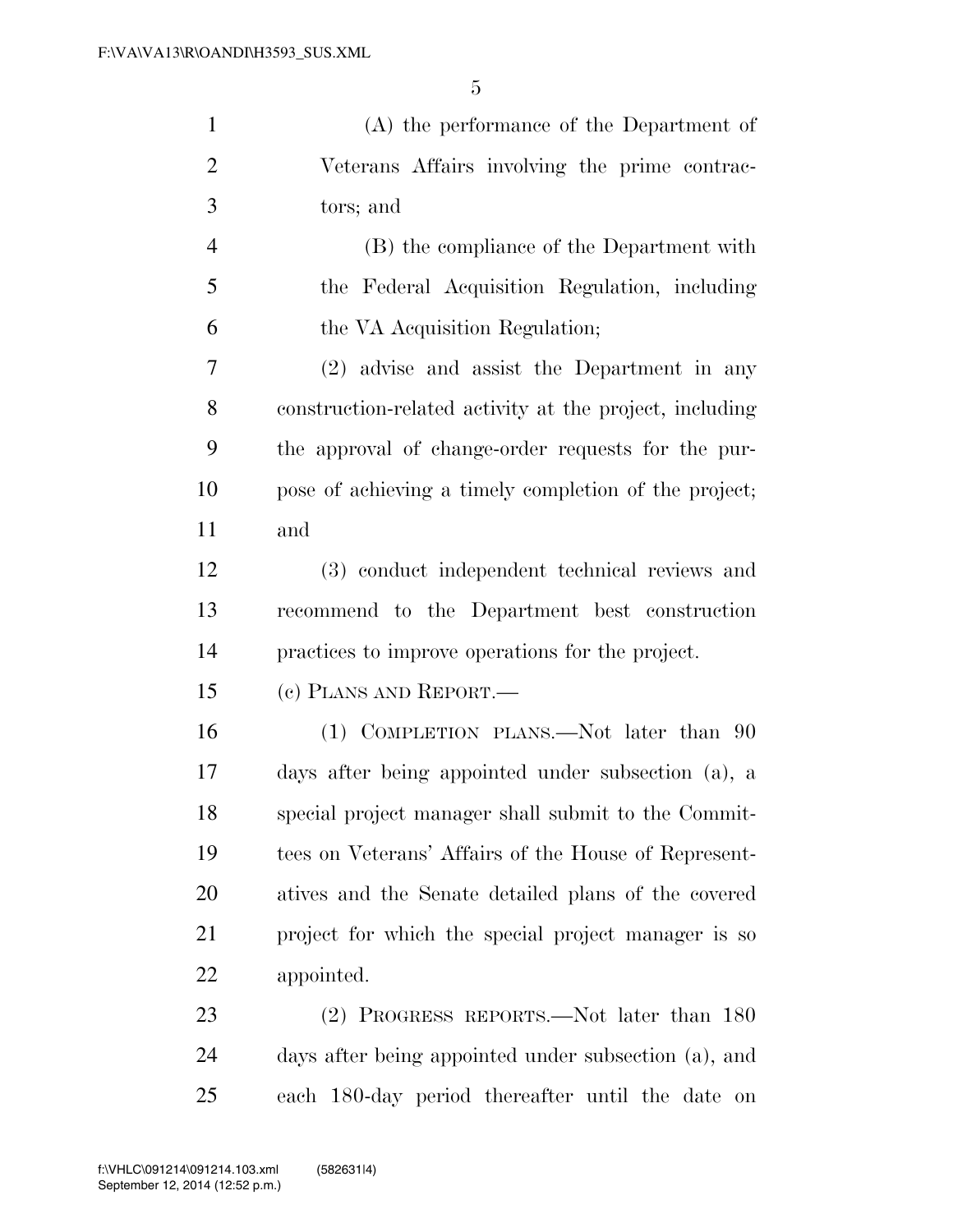(A) the performance of the Department of Veterans Affairs involving the prime contractors; and

(B) the compliance of the Department with the Federal Acquisition Regulation, including the VA Acquisition Regulation;

(2) advise and assist the Department in any construction-related activity at the project, including the approval of change-order requests for the purpose of achieving a timely completion of the project; and

(3) conduct independent technical reviews and recommend to the Department best construction practices to improve operations for the project.

(c) PLANS AND REPORT.—

(1) COMPLETION PLANS.—Not later than 90 days after being appointed under subsection (a), a special project manager shall submit to the Committees on Veterans' Affairs of the House of Representatives and the Senate detailed plans of the covered project for which the special project manager is so appointed.

(2) PROGRESS REPORTS.—Not later than 180 days after being appointed under subsection (a), and each 180-day period thereafter until the date on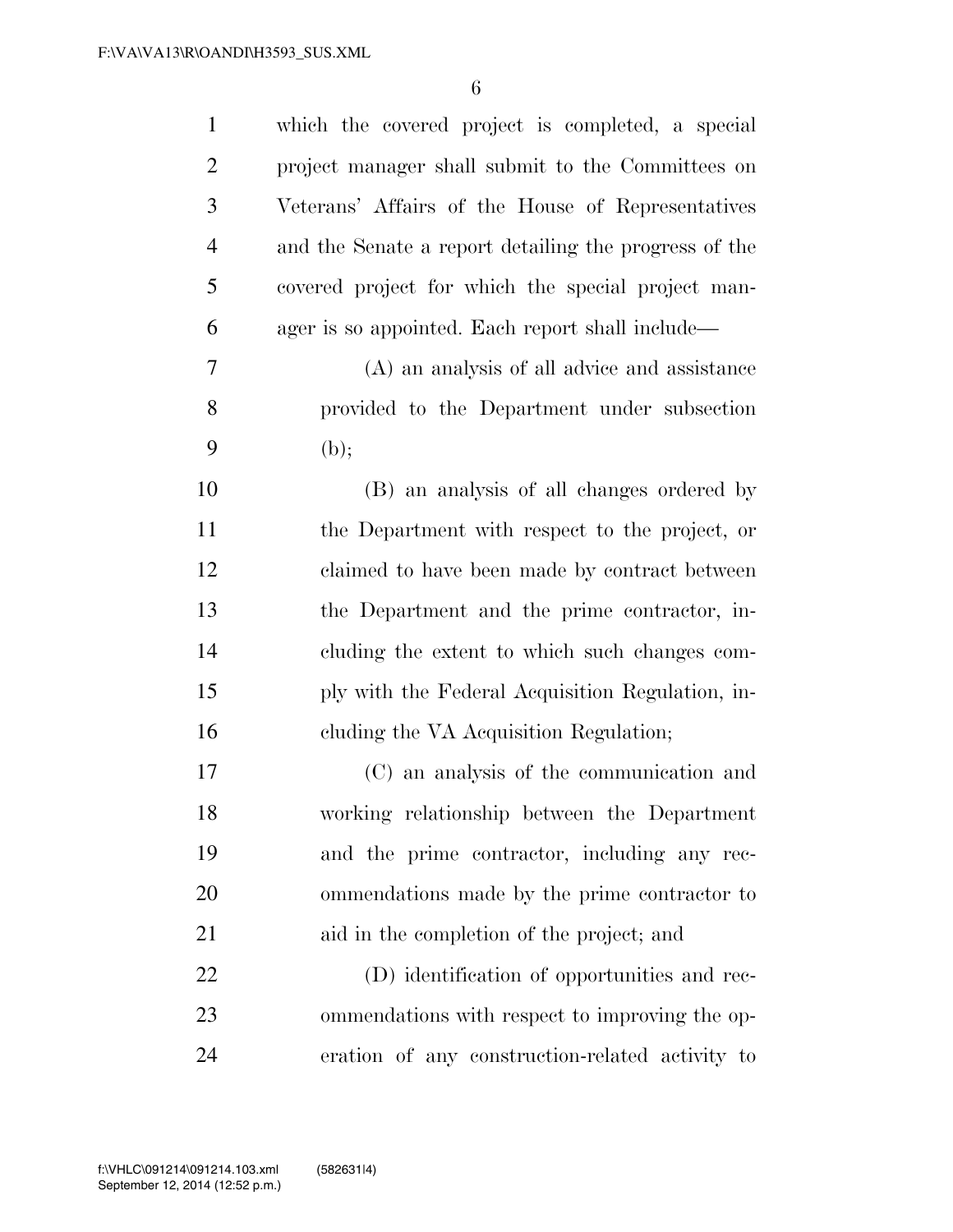which the covered project is completed, a special project manager shall submit to the Committees on Veterans' Affairs of the House of Representatives and the Senate a report detailing the progress of the covered project for which the special project manager is so appointed. Each report shall include—

(A) an analysis of all advice and assistance provided to the Department under subsection (b);

(B) an analysis of all changes ordered by the Department with respect to the project, or claimed to have been made by contract between the Department and the prime contractor, including the extent to which such changes comply with the Federal Acquisition Regulation, including the VA Acquisition Regulation;

(C) an analysis of the communication and working relationship between the Department and the prime contractor, including any recommendations made by the prime contractor to aid in the completion of the project; and

(D) identification of opportunities and recommendations with respect to improving the operation of any construction-related activity to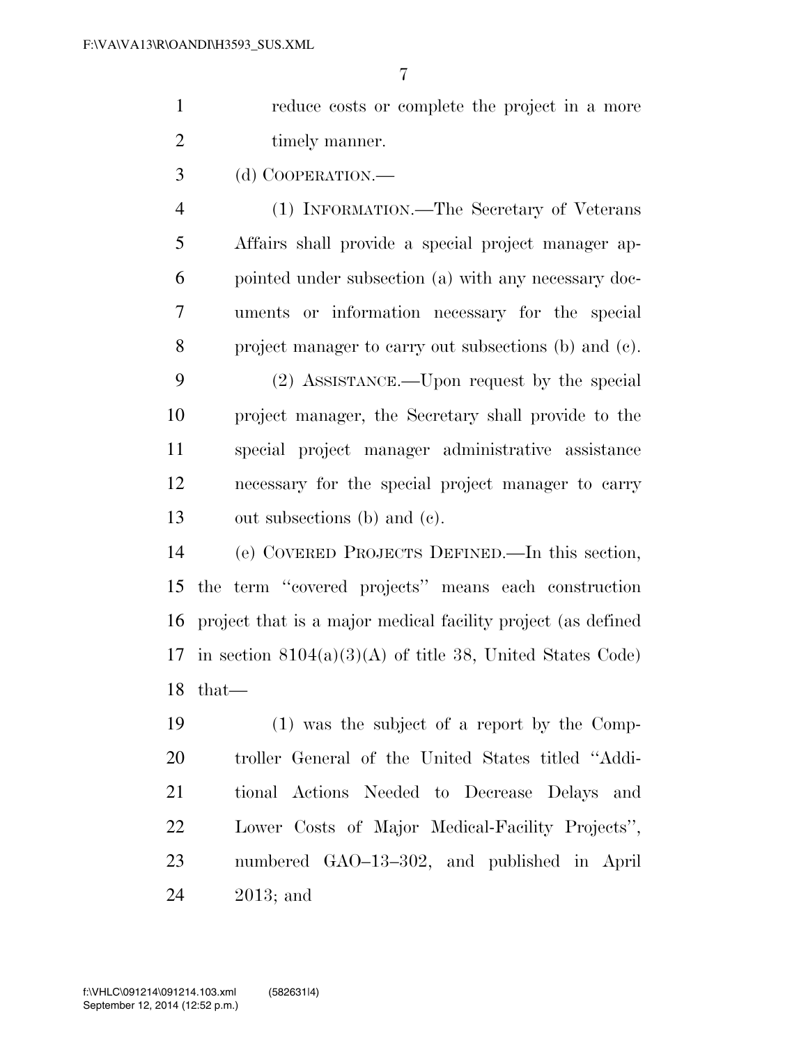reduce costs or complete the project in a more timely manner.

(d) COOPERATION.—

(1) INFORMATION.—The Secretary of Veterans Affairs shall provide a special project manager appointed under subsection (a) with any necessary documents or information necessary for the special project manager to carry out subsections (b) and (c).

(2) ASSISTANCE.—Upon request by the special project manager, the Secretary shall provide to the special project manager administrative assistance necessary for the special project manager to carry out subsections (b) and (c).

(e) COVERED PROJECTS DEFINED.—In this section, the term ''covered projects'' means each construction project that is a major medical facility project (as defined in section 8104(a)(3)(A) of title 38, United States Code) that—

(1) was the subject of a report by the Comptroller General of the United States titled ''Additional Actions Needed to Decrease Delays and Lower Costs of Major Medical-Facility Projects'', numbered GAO–13–302, and published in April 2013; and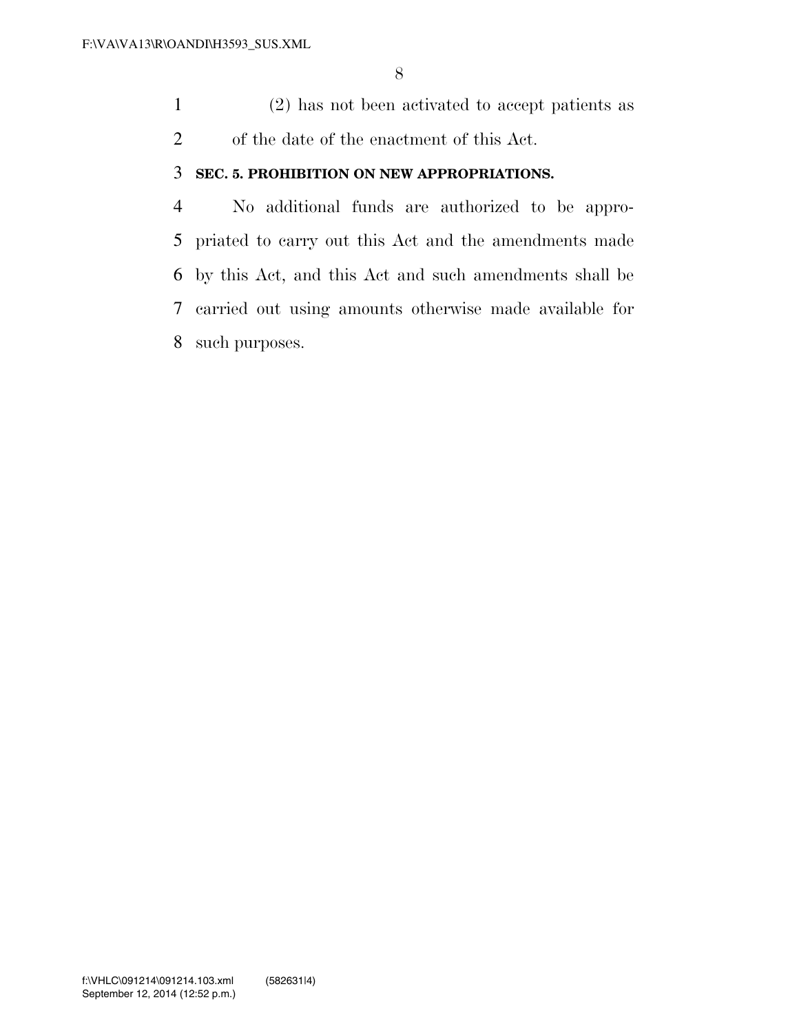(2) has not been activated to accept patients as of the date of the enactment of this Act.

**SEC. 5. PROHIBITION ON NEW APPROPRIATIONS.**

No additional funds are authorized to be appropriated to carry out this Act and the amendments made by this Act, and this Act and such amendments shall be carried out using amounts otherwise made available for such purposes.